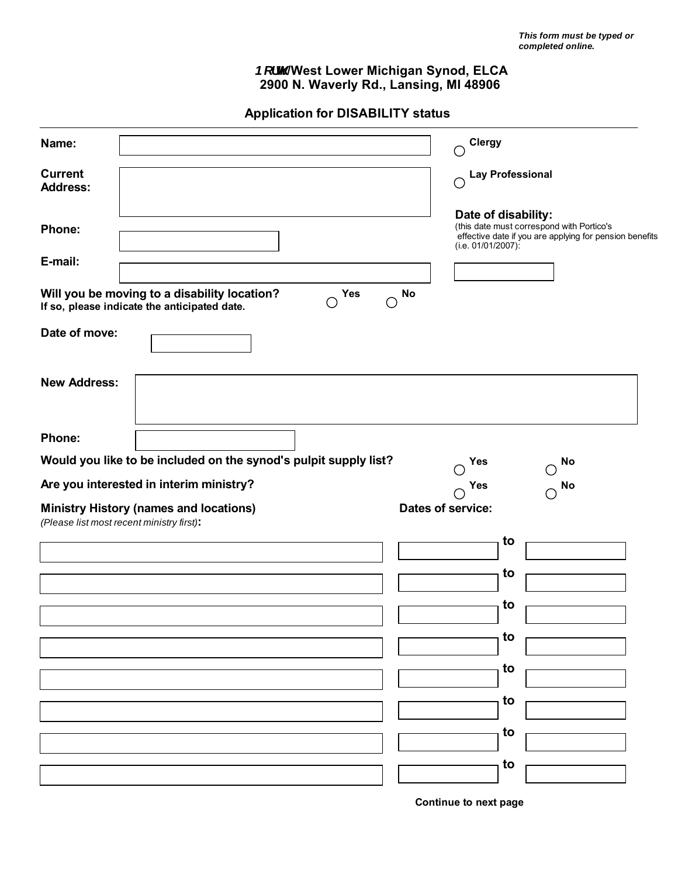*This form must be typed or completed online.*

## 1RUWK West Lower Michigan Synod, ELCA
## 2900 N. Waverly Rd., Lansing, MI 48906

### Application for DISABILITY status

**Name:** ____________________ ◯ **Clergy**

**Current Address:** ____________________ ◯ **Lay Professional**

**Phone:** ____________________

**Date of disability:**
(this date must correspond with Portico's effective date if you are applying for pension benefits (i.e. 01/01/2007):
____________________

**E-mail:** ____________________

**Will you be moving to a disability location?** ◯ **Yes** ◯ **No**
**If so, please indicate the anticipated date.**

**Date of move:** ____________________

**New Address:** ____________________

**Phone:** ____________________

**Would you like to be included on the synod's pulpit supply list?** ◯ **Yes** ◯ **No**

**Are you interested in interim ministry?** ◯ **Yes** ◯ **No**

**Ministry History (names and locations)**
*(Please list most recent ministry first)*:

| Ministry History (names and locations) | Dates of service: | | |
|---|---|---|---|
| | | to | |
| | | to | |
| | | to | |
| | | to | |
| | | to | |
| | | to | |
| | | to | |
| | | to | |

**Continue to next page**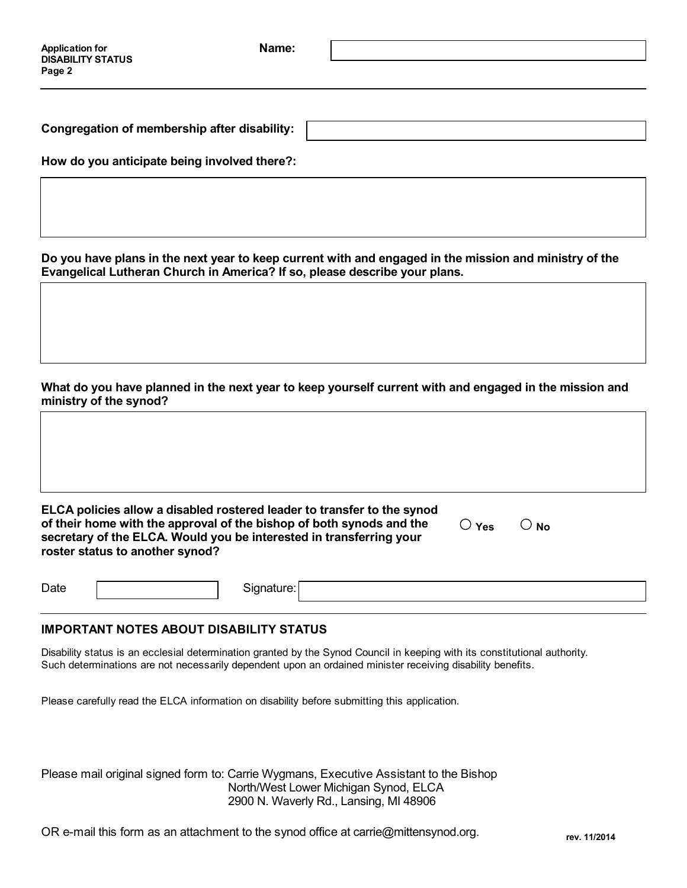**Name:**

**Congregation of membership after disability:**

**How do you anticipate being involved there?:**

**Do you have plans in the next year to keep current with and engaged in the mission and ministry of the Evangelical Lutheran Church in America? If so, please describe your plans.**

**What do you have planned in the next year to keep yourself current with and engaged in the mission and ministry of the synod?**

**ELCA policies allow a disabled rostered leader to transfer to the synod of their home with the approval of the bishop of both synods and the secretary of the ELCA. Would you be interested in transferring your roster status to another synod?** ○ **Yes** ○ **No**

Date Signature:

## IMPORTANT NOTES ABOUT DISABILITY STATUS

Disability status is an ecclesial determination granted by the Synod Council in keeping with its constitutional authority. Such determinations are not necessarily dependent upon an ordained minister receiving disability benefits.

Please carefully read the ELCA information on disability before submitting this application.

Please mail original signed form to: Carrie Wygmans, Executive Assistant to the Bishop
North/West Lower Michigan Synod, ELCA
2900 N. Waverly Rd., Lansing, MI 48906

OR e-mail this form as an attachment to the synod office at carrie@mittensynod.org.

rev. 11/2014